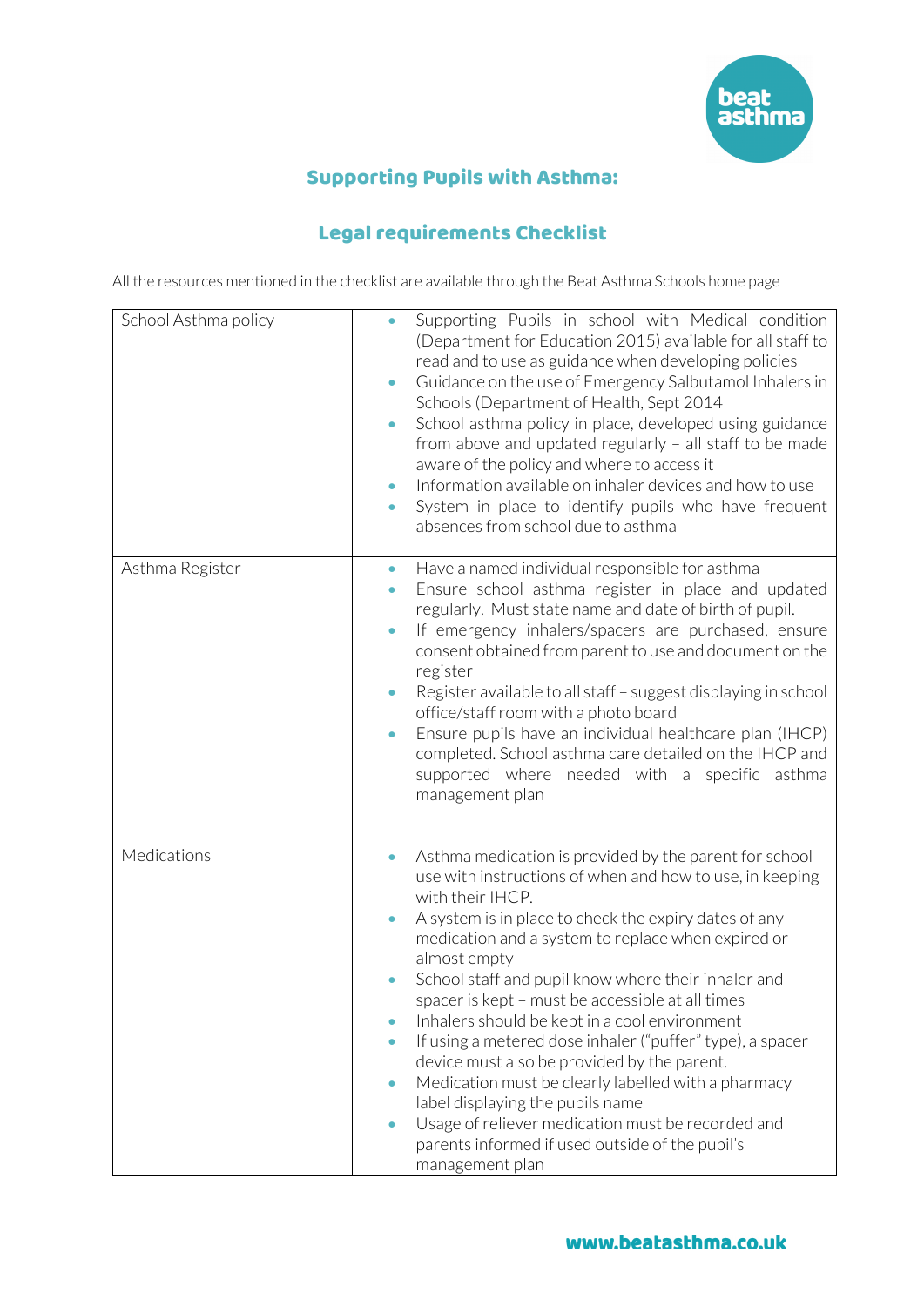## Supporting Pupils with Asthma:

## Legal requirements Checklist

All the resources mentioned in the checklist are available through the Beat Asthma Schools home page

| | |
|---|---|
| School Asthma policy | • Supporting Pupils in school with Medical condition (Department for Education 2015) available for all staff to read and to use as guidance when developing policies<br>• Guidance on the use of Emergency Salbutamol Inhalers in Schools (Department of Health, Sept 2014<br>• School asthma policy in place, developed using guidance from above and updated regularly – all staff to be made aware of the policy and where to access it<br>• Information available on inhaler devices and how to use<br>• System in place to identify pupils who have frequent absences from school due to asthma |
| Asthma Register | • Have a named individual responsible for asthma<br>• Ensure school asthma register in place and updated regularly. Must state name and date of birth of pupil.<br>• If emergency inhalers/spacers are purchased, ensure consent obtained from parent to use and document on the register<br>• Register available to all staff – suggest displaying in school office/staff room with a photo board<br>• Ensure pupils have an individual healthcare plan (IHCP) completed. School asthma care detailed on the IHCP and supported where needed with a specific asthma management plan |
| Medications | • Asthma medication is provided by the parent for school use with instructions of when and how to use, in keeping with their IHCP.<br>• A system is in place to check the expiry dates of any medication and a system to replace when expired or almost empty<br>• School staff and pupil know where their inhaler and spacer is kept – must be accessible at all times<br>• Inhalers should be kept in a cool environment<br>• If using a metered dose inhaler ("puffer" type), a spacer device must also be provided by the parent.<br>• Medication must be clearly labelled with a pharmacy label displaying the pupils name<br>• Usage of reliever medication must be recorded and parents informed if used outside of the pupil's management plan |

www.beatasthma.co.uk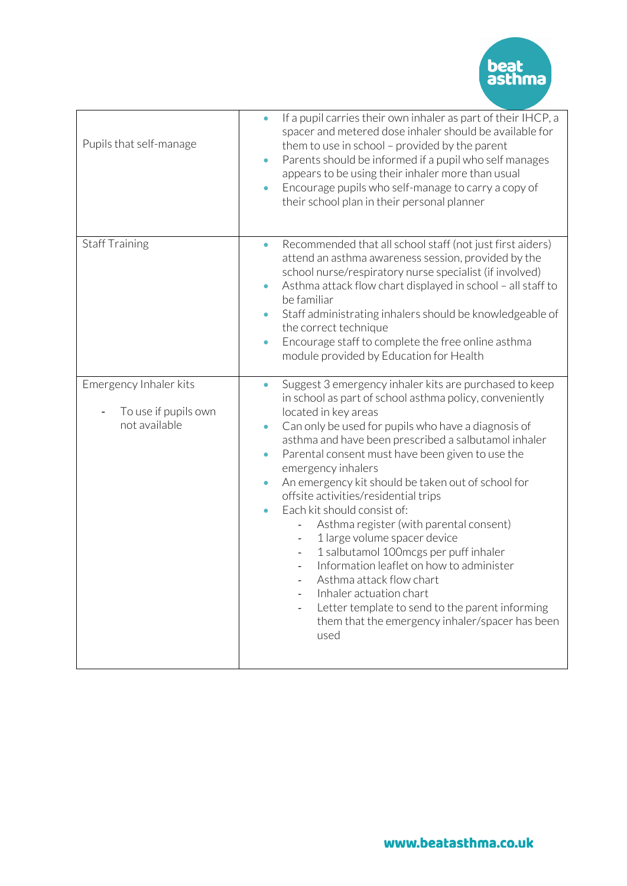| | |
|---|---|
| Pupils that self-manage | • If a pupil carries their own inhaler as part of their IHCP, a spacer and metered dose inhaler should be available for them to use in school – provided by the parent<br>• Parents should be informed if a pupil who self manages appears to be using their inhaler more than usual<br>• Encourage pupils who self-manage to carry a copy of their school plan in their personal planner |
| Staff Training | • Recommended that all school staff (not just first aiders) attend an asthma awareness session, provided by the school nurse/respiratory nurse specialist (if involved)<br>• Asthma attack flow chart displayed in school – all staff to be familiar<br>• Staff administrating inhalers should be knowledgeable of the correct technique<br>• Encourage staff to complete the free online asthma module provided by Education for Health |
| Emergency Inhaler kits<br>- To use if pupils own not available | • Suggest 3 emergency inhaler kits are purchased to keep in school as part of school asthma policy, conveniently located in key areas<br>• Can only be used for pupils who have a diagnosis of asthma and have been prescribed a salbutamol inhaler<br>• Parental consent must have been given to use the emergency inhalers<br>• An emergency kit should be taken out of school for offsite activities/residential trips<br>• Each kit should consist of:<br>- Asthma register (with parental consent)<br>- 1 large volume spacer device<br>- 1 salbutamol 100mcgs per puff inhaler<br>- Information leaflet on how to administer<br>- Asthma attack flow chart<br>- Inhaler actuation chart<br>- Letter template to send to the parent informing them that the emergency inhaler/spacer has been used |